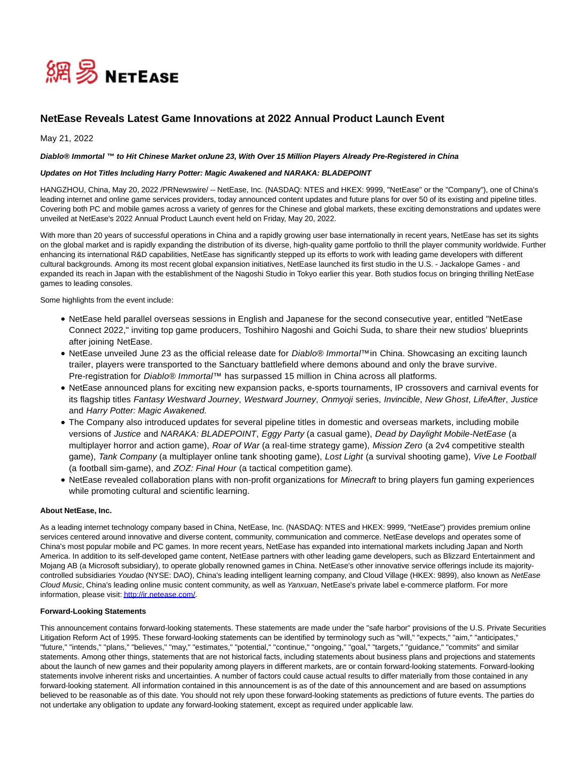# NetEase Reveals Latest Game Innovations at 2022 Annual Product Launch Event

May 21, 2022

***Diablo® Immortal ™ to Hit Chinese Market onJune 23, With Over 15 Million Players Already Pre-Registered in China***

***Updates on Hot Titles Including Harry Potter: Magic Awakened and NARAKA: BLADEPOINT***

HANGZHOU, China, May 20, 2022 /PRNewswire/ -- NetEase, Inc. (NASDAQ: NTES and HKEX: 9999, "NetEase" or the "Company"), one of China's leading internet and online game services providers, today announced content updates and future plans for over 50 of its existing and pipeline titles. Covering both PC and mobile games across a variety of genres for the Chinese and global markets, these exciting demonstrations and updates were unveiled at NetEase's 2022 Annual Product Launch event held on Friday, May 20, 2022.

With more than 20 years of successful operations in China and a rapidly growing user base internationally in recent years, NetEase has set its sights on the global market and is rapidly expanding the distribution of its diverse, high-quality game portfolio to thrill the player community worldwide. Further enhancing its international R&D capabilities, NetEase has significantly stepped up its efforts to work with leading game developers with different cultural backgrounds. Among its most recent global expansion initiatives, NetEase launched its first studio in the U.S. - Jackalope Games - and expanded its reach in Japan with the establishment of the Nagoshi Studio in Tokyo earlier this year. Both studios focus on bringing thrilling NetEase games to leading consoles.

Some highlights from the event include:

- NetEase held parallel overseas sessions in English and Japanese for the second consecutive year, entitled "NetEase Connect 2022," inviting top game producers, Toshihiro Nagoshi and Goichi Suda, to share their new studios' blueprints after joining NetEase.
- NetEase unveiled June 23 as the official release date for *Diablo® Immortal*™ in China. Showcasing an exciting launch trailer, players were transported to the Sanctuary battlefield where demons abound and only the brave survive. Pre-registration for *Diablo® Immortal*™ has surpassed 15 million in China across all platforms.
- NetEase announced plans for exciting new expansion packs, e-sports tournaments, IP crossovers and carnival events for its flagship titles *Fantasy Westward Journey*, *Westward Journey*, *Onmyoji* series, *Invincible*, *New Ghost*, *LifeAfter*, *Justice* and *Harry Potter: Magic Awakened.*
- The Company also introduced updates for several pipeline titles in domestic and overseas markets, including mobile versions of *Justice* and *NARAKA: BLADEPOINT*, *Eggy Party* (a casual game), *Dead by Daylight Mobile-NetEase* (a multiplayer horror and action game), *Roar of War* (a real-time strategy game), *Mission Zero* (a 2v4 competitive stealth game), *Tank Company* (a multiplayer online tank shooting game), *Lost Light* (a survival shooting game), *Vive Le Football* (a football sim-game), and *ZOZ: Final Hour* (a tactical competition game)*.*
- NetEase revealed collaboration plans with non-profit organizations for *Minecraft* to bring players fun gaming experiences while promoting cultural and scientific learning.

**About NetEase, Inc.**

As a leading internet technology company based in China, NetEase, Inc. (NASDAQ: NTES and HKEX: 9999, "NetEase") provides premium online services centered around innovative and diverse content, community, communication and commerce. NetEase develops and operates some of China's most popular mobile and PC games. In more recent years, NetEase has expanded into international markets including Japan and North America. In addition to its self-developed game content, NetEase partners with other leading game developers, such as Blizzard Entertainment and Mojang AB (a Microsoft subsidiary), to operate globally renowned games in China. NetEase's other innovative service offerings include its majority-controlled subsidiaries *Youdao* (NYSE: DAO), China's leading intelligent learning company, and Cloud Village (HKEX: 9899), also known as *NetEase Cloud Music*, China's leading online music content community, as well as *Yanxuan*, NetEase's private label e-commerce platform. For more information, please visit: http://ir.netease.com/.

**Forward-Looking Statements**

This announcement contains forward-looking statements. These statements are made under the "safe harbor" provisions of the U.S. Private Securities Litigation Reform Act of 1995. These forward-looking statements can be identified by terminology such as "will," "expects," "aim," "anticipates," "future," "intends," "plans," "believes," "may," "estimates," "potential," "continue," "ongoing," "goal," "targets," "guidance," "commits" and similar statements. Among other things, statements that are not historical facts, including statements about business plans and projections and statements about the launch of new games and their popularity among players in different markets, are or contain forward-looking statements. Forward-looking statements involve inherent risks and uncertainties. A number of factors could cause actual results to differ materially from those contained in any forward-looking statement. All information contained in this announcement is as of the date of this announcement and are based on assumptions believed to be reasonable as of this date. You should not rely upon these forward-looking statements as predictions of future events. The parties do not undertake any obligation to update any forward-looking statement, except as required under applicable law.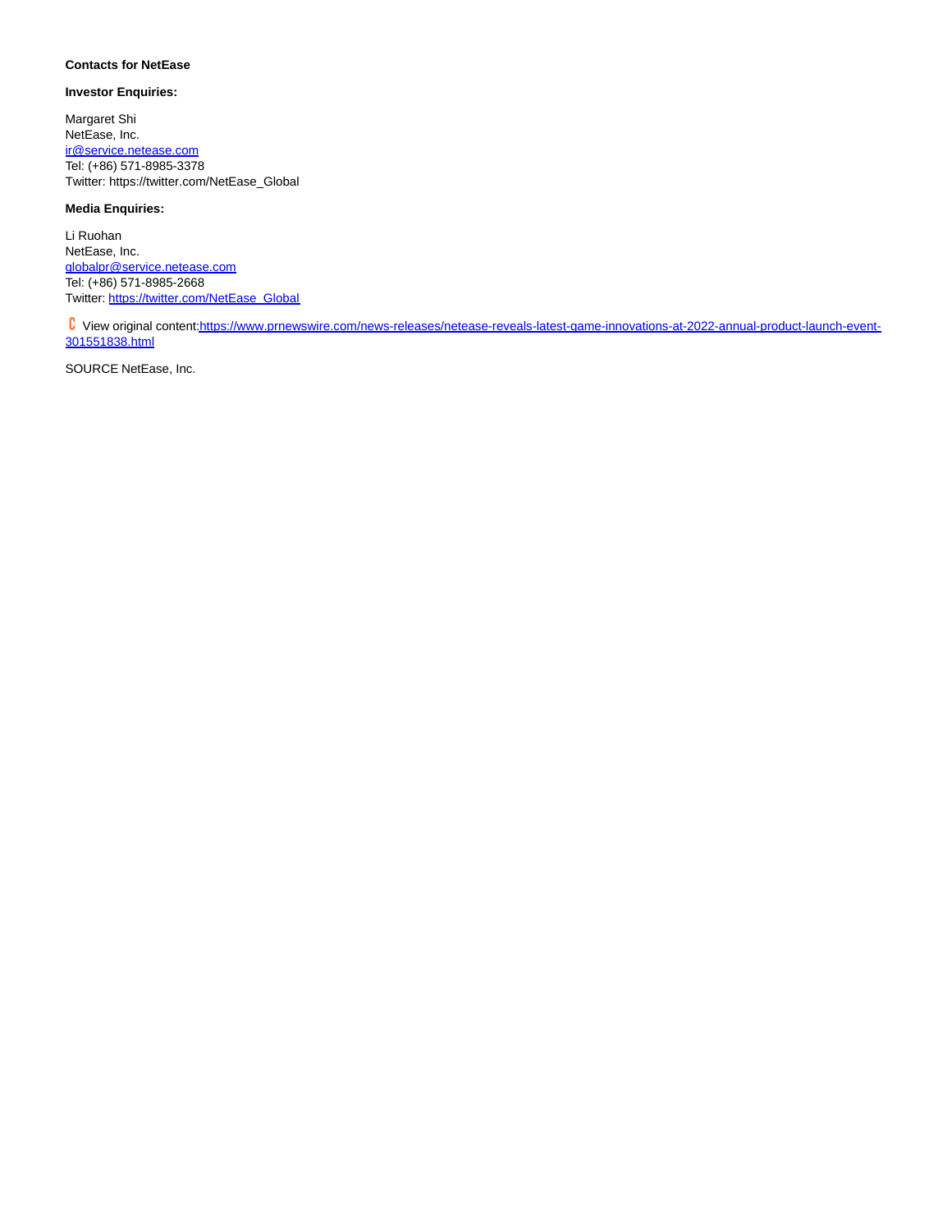**Contacts for NetEase**

**Investor Enquiries:**

Margaret Shi
NetEase, Inc.
ir@service.netease.com
Tel: (+86) 571-8985-3378
Twitter: https://twitter.com/NetEase_Global

**Media Enquiries:**

Li Ruohan
NetEase, Inc.
globalpr@service.netease.com
Tel: (+86) 571-8985-2668
Twitter: https://twitter.com/NetEase_Global

View original content:https://www.prnewswire.com/news-releases/netease-reveals-latest-game-innovations-at-2022-annual-product-launch-event-301551838.html

SOURCE NetEase, Inc.